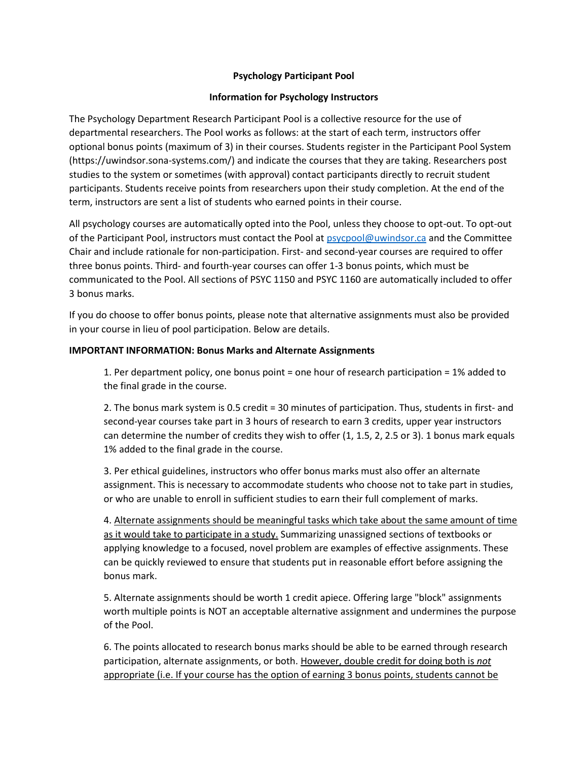**Psychology Participant Pool**

**Information for Psychology Instructors**

The Psychology Department Research Participant Pool is a collective resource for the use of departmental researchers. The Pool works as follows: at the start of each term, instructors offer optional bonus points (maximum of 3) in their courses. Students register in the Participant Pool System (https://uwindsor.sona-systems.com/) and indicate the courses that they are taking. Researchers post studies to the system or sometimes (with approval) contact participants directly to recruit student participants. Students receive points from researchers upon their study completion. At the end of the term, instructors are sent a list of students who earned points in their course.

All psychology courses are automatically opted into the Pool, unless they choose to opt-out. To opt-out of the Participant Pool, instructors must contact the Pool at [psycpool@uwindsor.ca](mailto:psycpool@uwindsor.ca) and the Committee Chair and include rationale for non-participation. First- and second-year courses are required to offer three bonus points. Third- and fourth-year courses can offer 1-3 bonus points, which must be communicated to the Pool. All sections of PSYC 1150 and PSYC 1160 are automatically included to offer 3 bonus marks.

If you do choose to offer bonus points, please note that alternative assignments must also be provided in your course in lieu of pool participation. Below are details.

**IMPORTANT INFORMATION: Bonus Marks and Alternate Assignments**

1. Per department policy, one bonus point = one hour of research participation = 1% added to the final grade in the course.

2. The bonus mark system is 0.5 credit = 30 minutes of participation. Thus, students in first- and second-year courses take part in 3 hours of research to earn 3 credits, upper year instructors can determine the number of credits they wish to offer (1, 1.5, 2, 2.5 or 3). 1 bonus mark equals 1% added to the final grade in the course.

3. Per ethical guidelines, instructors who offer bonus marks must also offer an alternate assignment. This is necessary to accommodate students who choose not to take part in studies, or who are unable to enroll in sufficient studies to earn their full complement of marks.

4. <u>Alternate assignments should be meaningful tasks which take about the same amount of time as it would take to participate in a study.</u> Summarizing unassigned sections of textbooks or applying knowledge to a focused, novel problem are examples of effective assignments. These can be quickly reviewed to ensure that students put in reasonable effort before assigning the bonus mark.

5. Alternate assignments should be worth 1 credit apiece. Offering large "block" assignments worth multiple points is NOT an acceptable alternative assignment and undermines the purpose of the Pool.

6. The points allocated to research bonus marks should be able to be earned through research participation, alternate assignments, or both. <u>However, double credit for doing both is *not* appropriate (i.e. If your course has the option of earning 3 bonus points, students cannot be</u>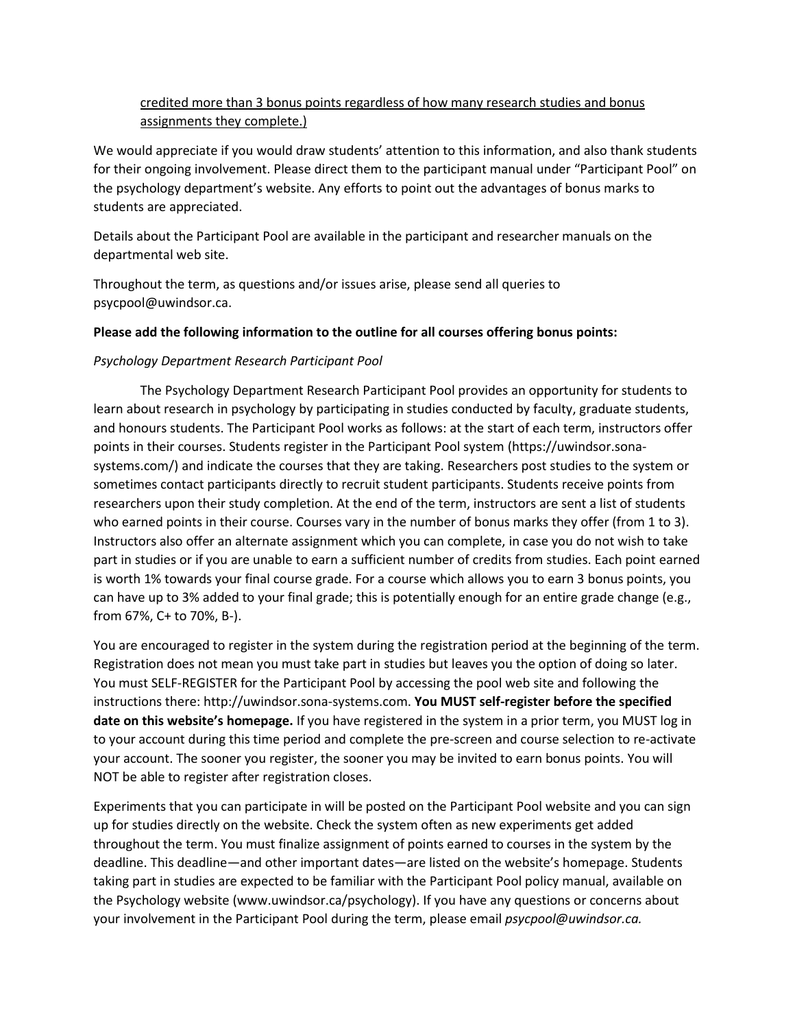<u>credited more than 3 bonus points regardless of how many research studies and bonus assignments they complete.)</u>

We would appreciate if you would draw students' attention to this information, and also thank students for their ongoing involvement. Please direct them to the participant manual under "Participant Pool" on the psychology department's website. Any efforts to point out the advantages of bonus marks to students are appreciated.

Details about the Participant Pool are available in the participant and researcher manuals on the departmental web site.

Throughout the term, as questions and/or issues arise, please send all queries to psycpool@uwindsor.ca.

**Please add the following information to the outline for all courses offering bonus points:**

*Psychology Department Research Participant Pool*

The Psychology Department Research Participant Pool provides an opportunity for students to learn about research in psychology by participating in studies conducted by faculty, graduate students, and honours students. The Participant Pool works as follows: at the start of each term, instructors offer points in their courses. Students register in the Participant Pool system (https://uwindsor.sona-systems.com/) and indicate the courses that they are taking. Researchers post studies to the system or sometimes contact participants directly to recruit student participants. Students receive points from researchers upon their study completion. At the end of the term, instructors are sent a list of students who earned points in their course. Courses vary in the number of bonus marks they offer (from 1 to 3). Instructors also offer an alternate assignment which you can complete, in case you do not wish to take part in studies or if you are unable to earn a sufficient number of credits from studies. Each point earned is worth 1% towards your final course grade. For a course which allows you to earn 3 bonus points, you can have up to 3% added to your final grade; this is potentially enough for an entire grade change (e.g., from 67%, C+ to 70%, B-).

You are encouraged to register in the system during the registration period at the beginning of the term. Registration does not mean you must take part in studies but leaves you the option of doing so later. You must SELF-REGISTER for the Participant Pool by accessing the pool web site and following the instructions there: http://uwindsor.sona-systems.com. **You MUST self-register before the specified date on this website's homepage.** If you have registered in the system in a prior term, you MUST log in to your account during this time period and complete the pre-screen and course selection to re-activate your account. The sooner you register, the sooner you may be invited to earn bonus points. You will NOT be able to register after registration closes.

Experiments that you can participate in will be posted on the Participant Pool website and you can sign up for studies directly on the website. Check the system often as new experiments get added throughout the term. You must finalize assignment of points earned to courses in the system by the deadline. This deadline—and other important dates—are listed on the website's homepage. Students taking part in studies are expected to be familiar with the Participant Pool policy manual, available on the Psychology website (www.uwindsor.ca/psychology). If you have any questions or concerns about your involvement in the Participant Pool during the term, please email *psycpool@uwindsor.ca.*